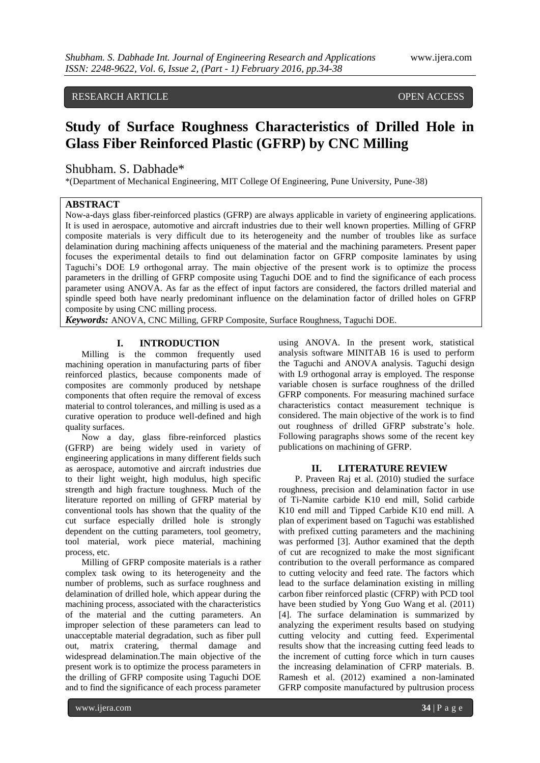RESEARCH ARTICLE OPEN ACCESS

# Study of Surface Roughness Characteristics of Drilled Hole in Glass Fiber Reinforced Plastic (GFRP) by CNC Milling

Shubham. S. Dabhade*

*(Department of Mechanical Engineering, MIT College Of Engineering, Pune University, Pune-38)

## ABSTRACT

Now-a-days glass fiber-reinforced plastics (GFRP) are always applicable in variety of engineering applications. It is used in aerospace, automotive and aircraft industries due to their well known properties. Milling of GFRP composite materials is very difficult due to its heterogeneity and the number of troubles like as surface delamination during machining affects uniqueness of the material and the machining parameters. Present paper focuses the experimental details to find out delamination factor on GFRP composite laminates by using Taguchi's DOE L9 orthogonal array. The main objective of the present work is to optimize the process parameters in the drilling of GFRP composite using Taguchi DOE and to find the significance of each process parameter using ANOVA. As far as the effect of input factors are considered, the factors drilled material and spindle speed both have nearly predominant influence on the delamination factor of drilled holes on GFRP composite by using CNC milling process.

***Keywords:*** ANOVA, CNC Milling, GFRP Composite, Surface Roughness, Taguchi DOE.

## I. INTRODUCTION

Milling is the common frequently used machining operation in manufacturing parts of fiber reinforced plastics, because components made of composites are commonly produced by netshape components that often require the removal of excess material to control tolerances, and milling is used as a curative operation to produce well-defined and high quality surfaces.

Now a day, glass fibre-reinforced plastics (GFRP) are being widely used in variety of engineering applications in many different fields such as aerospace, automotive and aircraft industries due to their light weight, high modulus, high specific strength and high fracture toughness. Much of the literature reported on milling of GFRP material by conventional tools has shown that the quality of the cut surface especially drilled hole is strongly dependent on the cutting parameters, tool geometry, tool material, work piece material, machining process, etc.

Milling of GFRP composite materials is a rather complex task owing to its heterogeneity and the number of problems, such as surface roughness and delamination of drilled hole, which appear during the machining process, associated with the characteristics of the material and the cutting parameters. An improper selection of these parameters can lead to unacceptable material degradation, such as fiber pull out, matrix cratering, thermal damage and widespread delamination.The main objective of the present work is to optimize the process parameters in the drilling of GFRP composite using Taguchi DOE and to find the significance of each process parameter using ANOVA. In the present work, statistical analysis software MINITAB 16 is used to perform the Taguchi and ANOVA analysis. Taguchi design with L9 orthogonal array is employed. The response variable chosen is surface roughness of the drilled GFRP components. For measuring machined surface characteristics contact measurement technique is considered. The main objective of the work is to find out roughness of drilled GFRP substrate's hole. Following paragraphs shows some of the recent key publications on machining of GFRP.

## II. LITERATURE REVIEW

P. Praveen Raj et al. (2010) studied the surface roughness, precision and delamination factor in use of Ti-Namite carbide K10 end mill, Solid carbide K10 end mill and Tipped Carbide K10 end mill. A plan of experiment based on Taguchi was established with prefixed cutting parameters and the machining was performed [3]. Author examined that the depth of cut are recognized to make the most significant contribution to the overall performance as compared to cutting velocity and feed rate. The factors which lead to the surface delamination existing in milling carbon fiber reinforced plastic (CFRP) with PCD tool have been studied by Yong Guo Wang et al. (2011) [4]. The surface delamination is summarized by analyzing the experiment results based on studying cutting velocity and cutting feed. Experimental results show that the increasing cutting feed leads to the increment of cutting force which in turn causes the increasing delamination of CFRP materials. B. Ramesh et al. (2012) examined a non-laminated GFRP composite manufactured by pultrusion process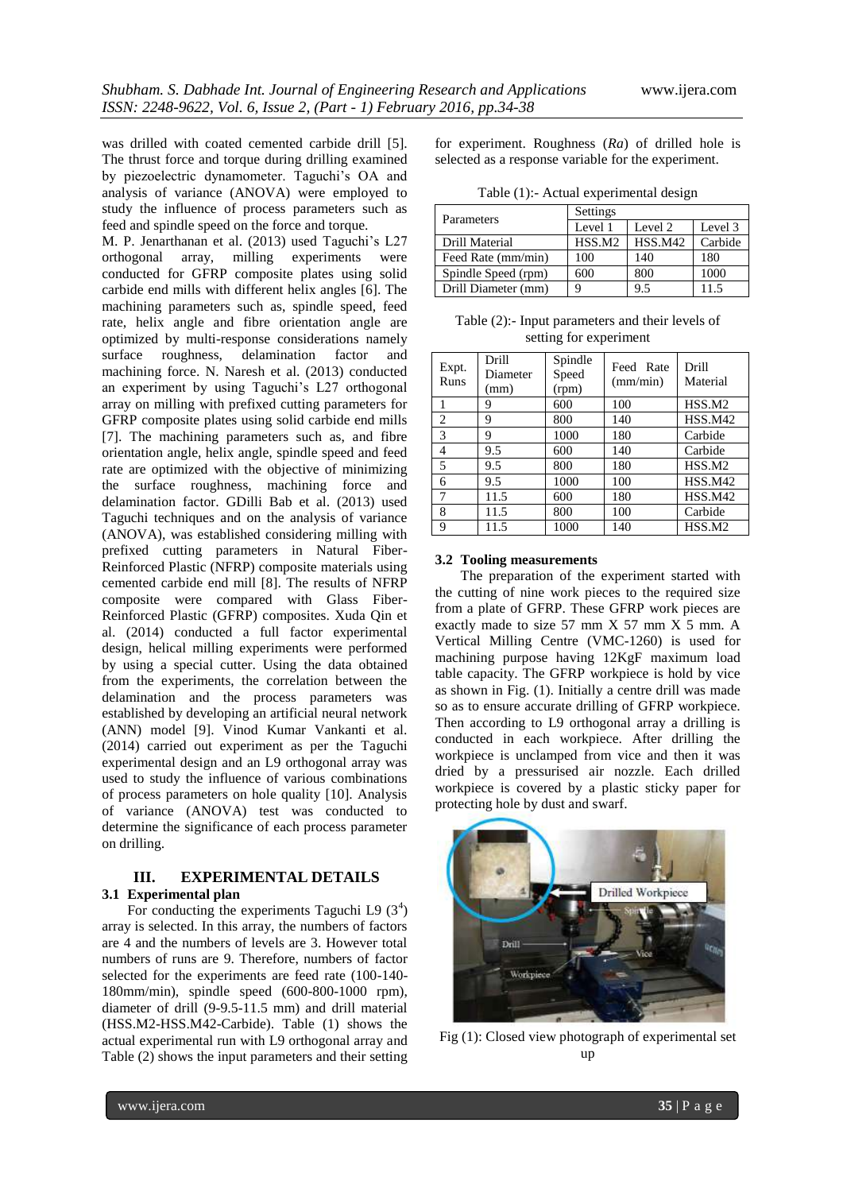was drilled with coated cemented carbide drill [5]. The thrust force and torque during drilling examined by piezoelectric dynamometer. Taguchi's OA and analysis of variance (ANOVA) were employed to study the influence of process parameters such as feed and spindle speed on the force and torque.

M. P. Jenarthanan et al. (2013) used Taguchi's L27 orthogonal array, milling experiments were conducted for GFRP composite plates using solid carbide end mills with different helix angles [6]. The machining parameters such as, spindle speed, feed rate, helix angle and fibre orientation angle are optimized by multi-response considerations namely surface roughness, delamination factor and machining force. N. Naresh et al. (2013) conducted an experiment by using Taguchi's L27 orthogonal array on milling with prefixed cutting parameters for GFRP composite plates using solid carbide end mills [7]. The machining parameters such as, and fibre orientation angle, helix angle, spindle speed and feed rate are optimized with the objective of minimizing the surface roughness, machining force and delamination factor. GDilli Bab et al. (2013) used Taguchi techniques and on the analysis of variance (ANOVA), was established considering milling with prefixed cutting parameters in Natural Fiber-Reinforced Plastic (NFRP) composite materials using cemented carbide end mill [8]. The results of NFRP composite were compared with Glass Fiber-Reinforced Plastic (GFRP) composites. Xuda Qin et al. (2014) conducted a full factor experimental design, helical milling experiments were performed by using a special cutter. Using the data obtained from the experiments, the correlation between the delamination and the process parameters was established by developing an artificial neural network (ANN) model [9]. Vinod Kumar Vankanti et al. (2014) carried out experiment as per the Taguchi experimental design and an L9 orthogonal array was used to study the influence of various combinations of process parameters on hole quality [10]. Analysis of variance (ANOVA) test was conducted to determine the significance of each process parameter on drilling.

## III. EXPERIMENTAL DETAILS

### 3.1 Experimental plan

For conducting the experiments Taguchi L9 ($3^4$) array is selected. In this array, the numbers of factors are 4 and the numbers of levels are 3. However total numbers of runs are 9. Therefore, numbers of factor selected for the experiments are feed rate (100-140-180mm/min), spindle speed (600-800-1000 rpm), diameter of drill (9-9.5-11.5 mm) and drill material (HSS.M2-HSS.M42-Carbide). Table (1) shows the actual experimental run with L9 orthogonal array and Table (2) shows the input parameters and their setting for experiment. Roughness (*Ra*) of drilled hole is selected as a response variable for the experiment.

Table (1):- Actual experimental design

| Parameters | Settings | | |
|---|---|---|---|
| | Level 1 | Level 2 | Level 3 |
| Drill Material | HSS.M2 | HSS.M42 | Carbide |
| Feed Rate (mm/min) | 100 | 140 | 180 |
| Spindle Speed (rpm) | 600 | 800 | 1000 |
| Drill Diameter (mm) | 9 | 9.5 | 11.5 |

Table (2):- Input parameters and their levels of setting for experiment

| Expt. Runs | Drill Diameter (mm) | Spindle Speed (rpm) | Feed Rate (mm/min) | Drill Material |
|---|---|---|---|---|
| 1 | 9 | 600 | 100 | HSS.M2 |
| 2 | 9 | 800 | 140 | HSS.M42 |
| 3 | 9 | 1000 | 180 | Carbide |
| 4 | 9.5 | 600 | 140 | Carbide |
| 5 | 9.5 | 800 | 180 | HSS.M2 |
| 6 | 9.5 | 1000 | 100 | HSS.M42 |
| 7 | 11.5 | 600 | 180 | HSS.M42 |
| 8 | 11.5 | 800 | 100 | Carbide |
| 9 | 11.5 | 1000 | 140 | HSS.M2 |

### 3.2 Tooling measurements

The preparation of the experiment started with the cutting of nine work pieces to the required size from a plate of GFRP. These GFRP work pieces are exactly made to size 57 mm X 57 mm X 5 mm. A Vertical Milling Centre (VMC-1260) is used for machining purpose having 12KgF maximum load table capacity. The GFRP workpiece is hold by vice as shown in Fig. (1). Initially a centre drill was made so as to ensure accurate drilling of GFRP workpiece. Then according to L9 orthogonal array a drilling is conducted in each workpiece. After drilling the workpiece is unclamped from vice and then it was dried by a pressurised air nozzle. Each drilled workpiece is covered by a plastic sticky paper for protecting hole by dust and swarf.

Fig (1): Closed view photograph of experimental set up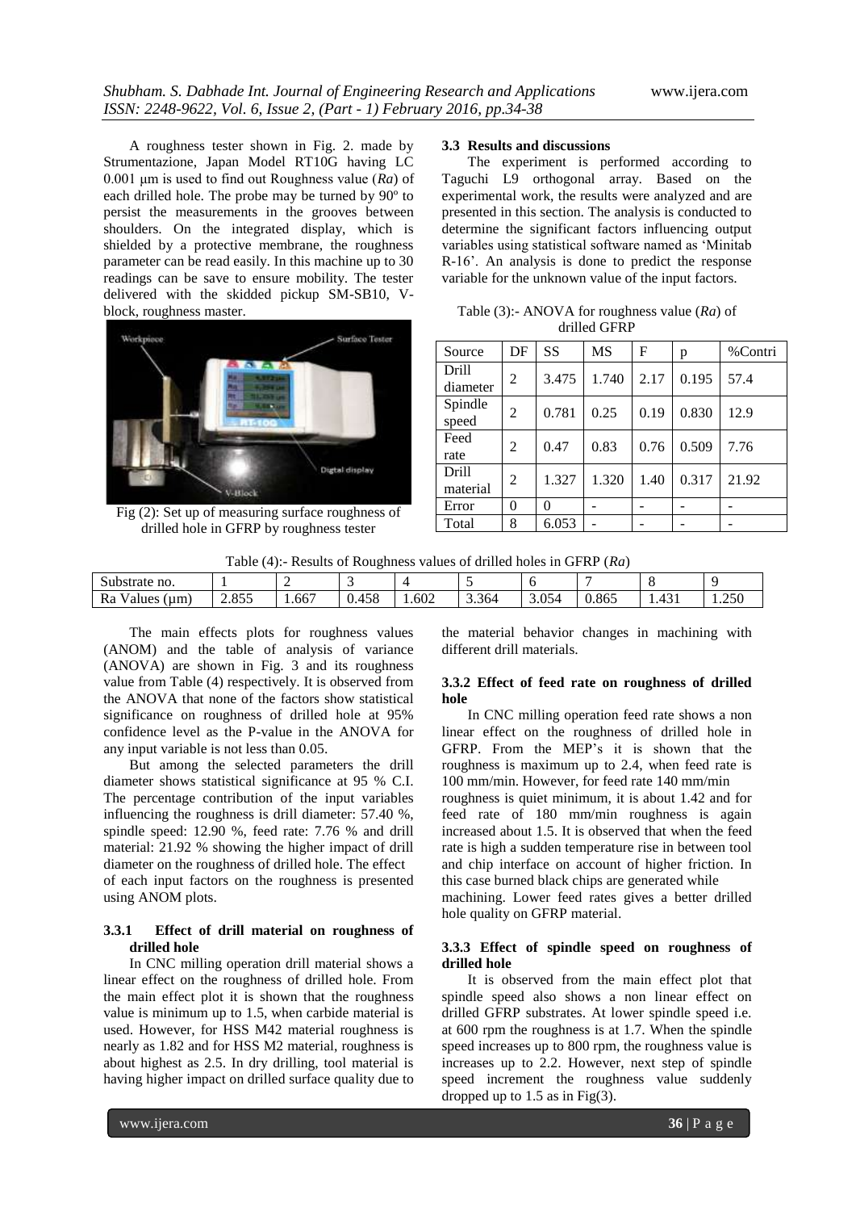A roughness tester shown in Fig. 2. made by Strumentazione, Japan Model RT10G having LC 0.001 μm is used to find out Roughness value (*Ra*) of each drilled hole. The probe may be turned by 90º to persist the measurements in the grooves between shoulders. On the integrated display, which is shielded by a protective membrane, the roughness parameter can be read easily. In this machine up to 30 readings can be save to ensure mobility. The tester delivered with the skidded pickup SM-SB10, V-block, roughness master.

Fig (2): Set up of measuring surface roughness of drilled hole in GFRP by roughness tester

### 3.3 Results and discussions

The experiment is performed according to Taguchi L9 orthogonal array. Based on the experimental work, the results were analyzed and are presented in this section. The analysis is conducted to determine the significant factors influencing output variables using statistical software named as 'Minitab R-16'. An analysis is done to predict the response variable for the unknown value of the input factors.

Table (3):- ANOVA for roughness value (*Ra*) of drilled GFRP

| Source | DF | SS | MS | F | p | %Contri |
|---|---|---|---|---|---|---|
| Drill diameter | 2 | 3.475 | 1.740 | 2.17 | 0.195 | 57.4 |
| Spindle speed | 2 | 0.781 | 0.25 | 0.19 | 0.830 | 12.9 |
| Feed rate | 2 | 0.47 | 0.83 | 0.76 | 0.509 | 7.76 |
| Drill material | 2 | 1.327 | 1.320 | 1.40 | 0.317 | 21.92 |
| Error | 0 | 0 | - | - | - | - |
| Total | 8 | 6.053 | - | - | - | - |

Table (4):- Results of Roughness values of drilled holes in GFRP (*Ra*)

| Substrate no. | 1 | 2 | 3 | 4 | 5 | 6 | 7 | 8 | 9 |
|---|---|---|---|---|---|---|---|---|---|
| Ra Values (μm) | 2.855 | 1.667 | 0.458 | 1.602 | 3.364 | 3.054 | 0.865 | 1.431 | 1.250 |

The main effects plots for roughness values (ANOM) and the table of analysis of variance (ANOVA) are shown in Fig. 3 and its roughness value from Table (4) respectively. It is observed from the ANOVA that none of the factors show statistical significance on roughness of drilled hole at 95% confidence level as the P-value in the ANOVA for any input variable is not less than 0.05.

But among the selected parameters the drill diameter shows statistical significance at 95 % C.I. The percentage contribution of the input variables influencing the roughness is drill diameter: 57.40 %, spindle speed: 12.90 %, feed rate: 7.76 % and drill material: 21.92 % showing the higher impact of drill diameter on the roughness of drilled hole. The effect of each input factors on the roughness is presented using ANOM plots.

#### 3.3.1 Effect of drill material on roughness of drilled hole

In CNC milling operation drill material shows a linear effect on the roughness of drilled hole. From the main effect plot it is shown that the roughness value is minimum up to 1.5, when carbide material is used. However, for HSS M42 material roughness is nearly as 1.82 and for HSS M2 material, roughness is about highest as 2.5. In dry drilling, tool material is having higher impact on drilled surface quality due to the material behavior changes in machining with different drill materials.

#### 3.3.2 Effect of feed rate on roughness of drilled hole

In CNC milling operation feed rate shows a non linear effect on the roughness of drilled hole in GFRP. From the MEP's it is shown that the roughness is maximum up to 2.4, when feed rate is 100 mm/min. However, for feed rate 140 mm/min roughness is quiet minimum, it is about 1.42 and for feed rate of 180 mm/min roughness is again increased about 1.5. It is observed that when the feed rate is high a sudden temperature rise in between tool and chip interface on account of higher friction. In this case burned black chips are generated while machining. Lower feed rates gives a better drilled hole quality on GFRP material.

#### 3.3.3 Effect of spindle speed on roughness of drilled hole

It is observed from the main effect plot that spindle speed also shows a non linear effect on drilled GFRP substrates. At lower spindle speed i.e. at 600 rpm the roughness is at 1.7. When the spindle speed increases up to 800 rpm, the roughness value is increases up to 2.2. However, next step of spindle speed increment the roughness value suddenly dropped up to 1.5 as in Fig(3).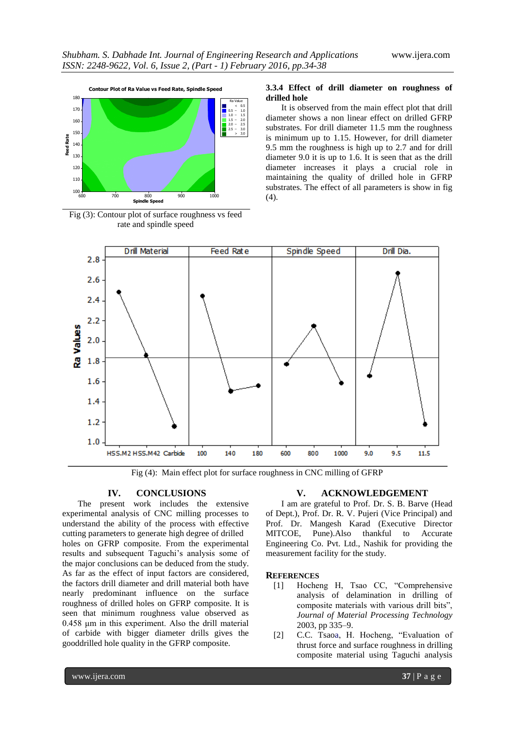Fig (3): Contour plot of surface roughness vs feed rate and spindle speed

### 3.3.4 Effect of drill diameter on roughness of drilled hole

It is observed from the main effect plot that drill diameter shows a non linear effect on drilled GFRP substrates. For drill diameter 11.5 mm the roughness is minimum up to 1.15. However, for drill diameter 9.5 mm the roughness is high up to 2.7 and for drill diameter 9.0 it is up to 1.6. It is seen that as the drill diameter increases it plays a crucial role in maintaining the quality of drilled hole in GFRP substrates. The effect of all parameters is show in fig (4).

Fig (4): Main effect plot for surface roughness in CNC milling of GFRP

## IV. CONCLUSIONS

The present work includes the extensive experimental analysis of CNC milling processes to understand the ability of the process with effective cutting parameters to generate high degree of drilled holes on GFRP composite. From the experimental results and subsequent Taguchi's analysis some of the major conclusions can be deduced from the study. As far as the effect of input factors are considered, the factors drill diameter and drill material both have nearly predominant influence on the surface roughness of drilled holes on GFRP composite. It is seen that minimum roughness value observed as 0.458 μm in this experiment. Also the drill material of carbide with bigger diameter drills gives the gooddrilled hole quality in the GFRP composite.

## V. ACKNOWLEDGEMENT

I am are grateful to Prof. Dr. S. B. Barve (Head of Dept.), Prof. Dr. R. V. Pujeri (Vice Principal) and Prof. Dr. Mangesh Karad (Executive Director MITCOE, Pune).Also thankful to Accurate Engineering Co. Pvt. Ltd., Nashik for providing the measurement facility for the study.

## REFERENCES

[1] Hocheng H, Tsao CC, "Comprehensive analysis of delamination in drilling of composite materials with various drill bits", *Journal of Material Processing Technology* 2003, pp 335–9.

[2] C.C. Tsaoa, H. Hocheng, "Evaluation of thrust force and surface roughness in drilling composite material using Taguchi analysis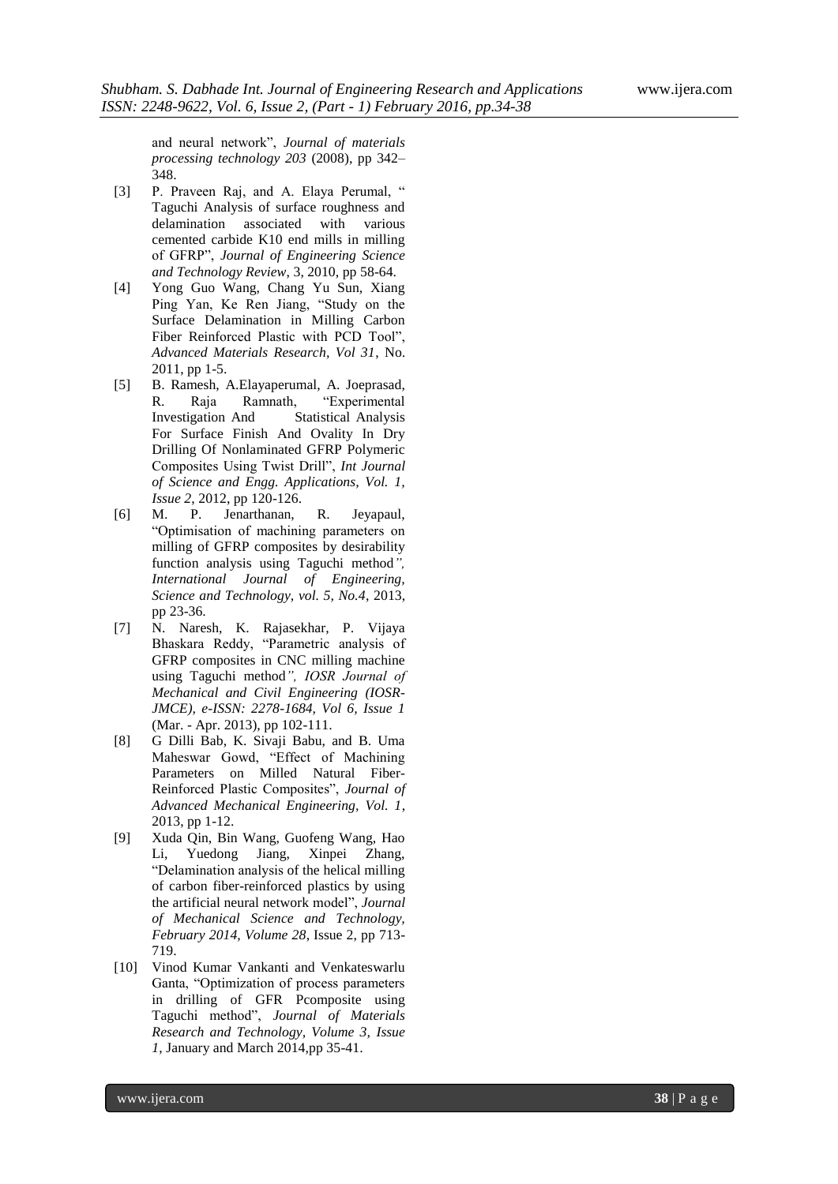and neural network", *Journal of materials processing technology 203* (2008), pp 342–348.

[3] P. Praveen Raj, and A. Elaya Perumal, " Taguchi Analysis of surface roughness and delamination associated with various cemented carbide K10 end mills in milling of GFRP", *Journal of Engineering Science and Technology Review*, 3, 2010, pp 58-64.

[4] Yong Guo Wang, Chang Yu Sun, Xiang Ping Yan, Ke Ren Jiang, "Study on the Surface Delamination in Milling Carbon Fiber Reinforced Plastic with PCD Tool", *Advanced Materials Research, Vol 31*, No. 2011, pp 1-5.

[5] B. Ramesh, A.Elayaperumal, A. Joeprasad, R. Raja Ramnath, "Experimental Investigation And Statistical Analysis For Surface Finish And Ovality In Dry Drilling Of Nonlaminated GFRP Polymeric Composites Using Twist Drill", *Int Journal of Science and Engg. Applications, Vol. 1, Issue 2*, 2012, pp 120-126.

[6] M. P. Jenarthanan, R. Jeyapaul, "Optimisation of machining parameters on milling of GFRP composites by desirability function analysis using Taguchi method*", International Journal of Engineering, Science and Technology, vol. 5, No.4*, 2013, pp 23-36.

[7] N. Naresh, K. Rajasekhar, P. Vijaya Bhaskara Reddy, "Parametric analysis of GFRP composites in CNC milling machine using Taguchi method*", IOSR Journal of Mechanical and Civil Engineering (IOSR-JMCE), e-ISSN: 2278-1684, Vol 6, Issue 1* (Mar. - Apr. 2013), pp 102-111.

[8] G Dilli Bab, K. Sivaji Babu, and B. Uma Maheswar Gowd, "Effect of Machining Parameters on Milled Natural Fiber-Reinforced Plastic Composites", *Journal of Advanced Mechanical Engineering, Vol. 1*, 2013, pp 1-12.

[9] Xuda Qin, Bin Wang, Guofeng Wang, Hao Li, Yuedong Jiang, Xinpei Zhang, "Delamination analysis of the helical milling of carbon fiber-reinforced plastics by using the artificial neural network model", *Journal of Mechanical Science and Technology, February 2014, Volume 28*, Issue 2, pp 713-719.

[10] Vinod Kumar Vankanti and Venkateswarlu Ganta, "Optimization of process parameters in drilling of GFR Pcomposite using Taguchi method", *Journal of Materials Research and Technology, Volume 3, Issue 1*, January and March 2014,pp 35-41.